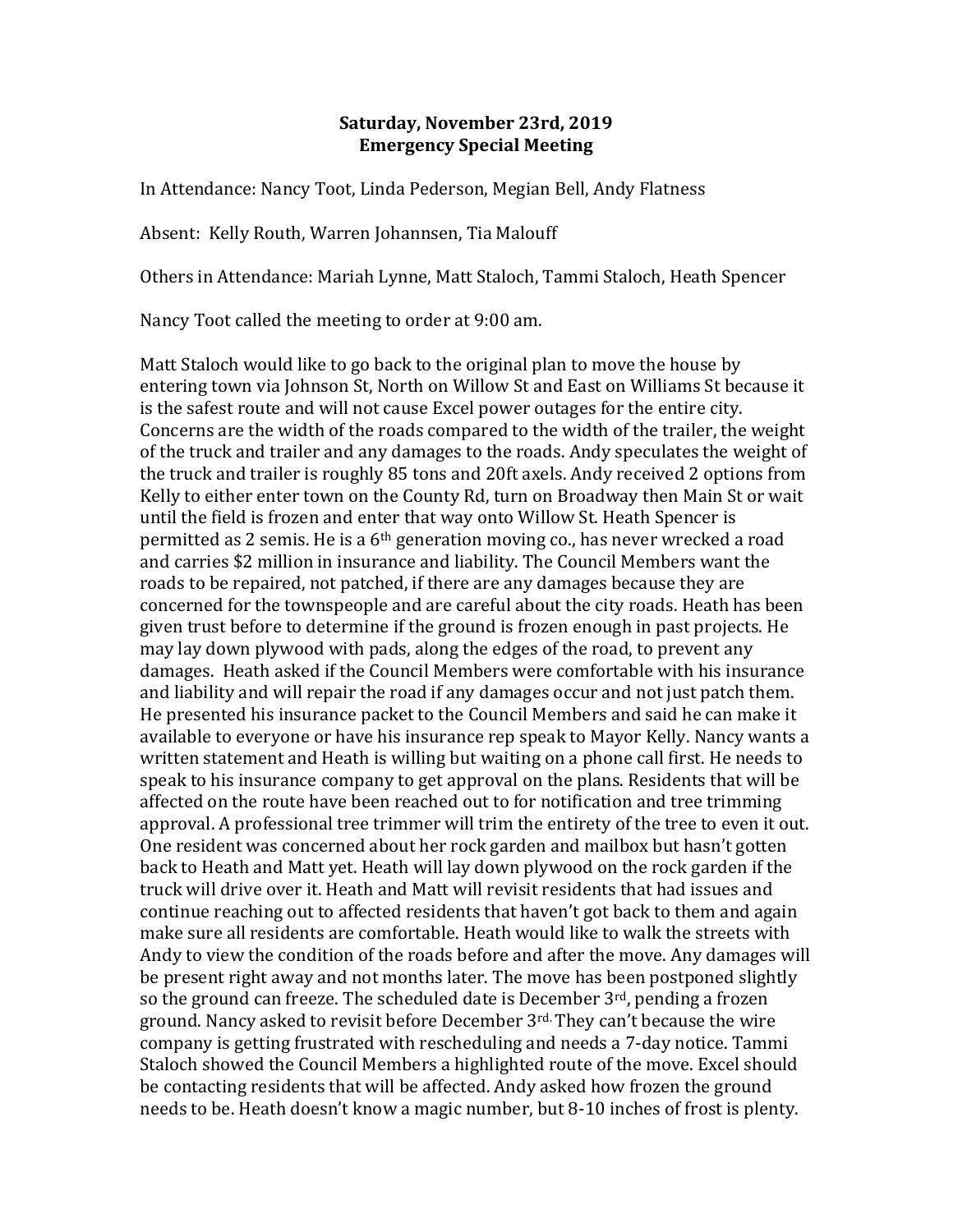**Saturday, November 23rd, 2019**
**Emergency Special Meeting**

In Attendance: Nancy Toot, Linda Pederson, Megian Bell, Andy Flatness

Absent: Kelly Routh, Warren Johannsen, Tia Malouff

Others in Attendance: Mariah Lynne, Matt Staloch, Tammi Staloch, Heath Spencer

Nancy Toot called the meeting to order at 9:00 am.

Matt Staloch would like to go back to the original plan to move the house by entering town via Johnson St, North on Willow St and East on Williams St because it is the safest route and will not cause Excel power outages for the entire city. Concerns are the width of the roads compared to the width of the trailer, the weight of the truck and trailer and any damages to the roads. Andy speculates the weight of the truck and trailer is roughly 85 tons and 20ft axels. Andy received 2 options from Kelly to either enter town on the County Rd, turn on Broadway then Main St or wait until the field is frozen and enter that way onto Willow St. Heath Spencer is permitted as 2 semis. He is a 6th generation moving co., has never wrecked a road and carries $2 million in insurance and liability. The Council Members want the roads to be repaired, not patched, if there are any damages because they are concerned for the townspeople and are careful about the city roads. Heath has been given trust before to determine if the ground is frozen enough in past projects. He may lay down plywood with pads, along the edges of the road, to prevent any damages. Heath asked if the Council Members were comfortable with his insurance and liability and will repair the road if any damages occur and not just patch them. He presented his insurance packet to the Council Members and said he can make it available to everyone or have his insurance rep speak to Mayor Kelly. Nancy wants a written statement and Heath is willing but waiting on a phone call first. He needs to speak to his insurance company to get approval on the plans. Residents that will be affected on the route have been reached out to for notification and tree trimming approval. A professional tree trimmer will trim the entirety of the tree to even it out. One resident was concerned about her rock garden and mailbox but hasn't gotten back to Heath and Matt yet. Heath will lay down plywood on the rock garden if the truck will drive over it. Heath and Matt will revisit residents that had issues and continue reaching out to affected residents that haven't got back to them and again make sure all residents are comfortable. Heath would like to walk the streets with Andy to view the condition of the roads before and after the move. Any damages will be present right away and not months later. The move has been postponed slightly so the ground can freeze. The scheduled date is December 3rd, pending a frozen ground. Nancy asked to revisit before December 3rd. They can't because the wire company is getting frustrated with rescheduling and needs a 7-day notice. Tammi Staloch showed the Council Members a highlighted route of the move. Excel should be contacting residents that will be affected. Andy asked how frozen the ground needs to be. Heath doesn't know a magic number, but 8-10 inches of frost is plenty.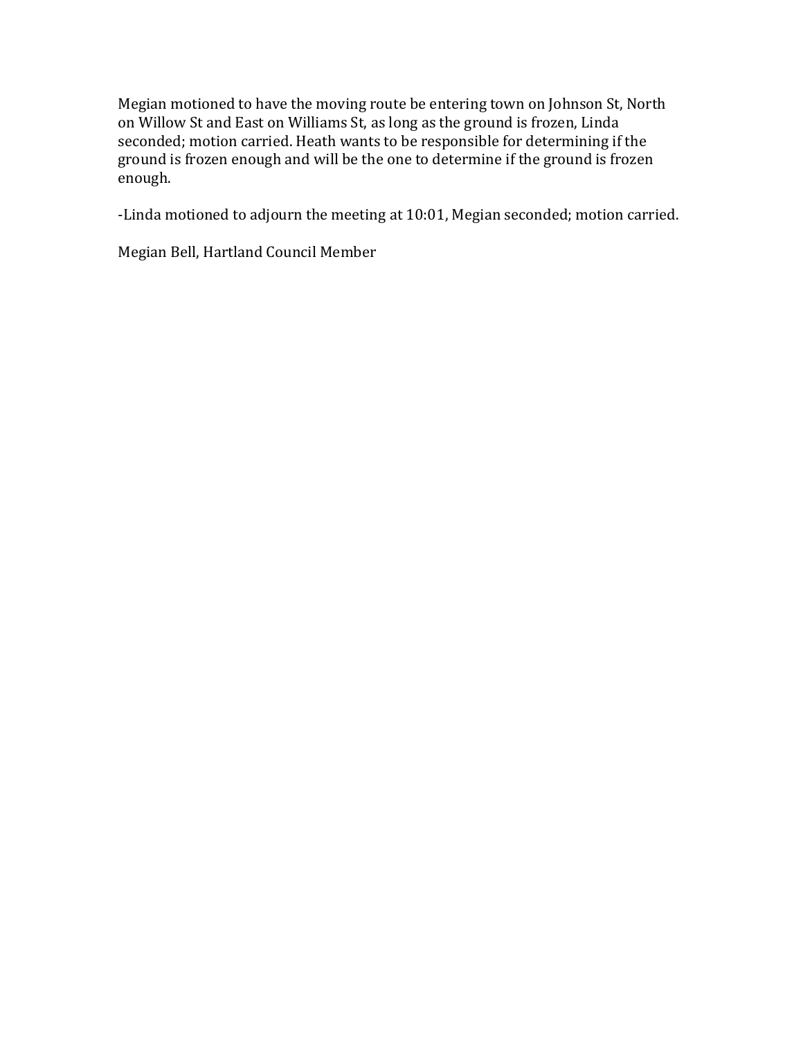Megian motioned to have the moving route be entering town on Johnson St, North on Willow St and East on Williams St, as long as the ground is frozen, Linda seconded; motion carried. Heath wants to be responsible for determining if the ground is frozen enough and will be the one to determine if the ground is frozen enough.

-Linda motioned to adjourn the meeting at 10:01, Megian seconded; motion carried.

Megian Bell, Hartland Council Member